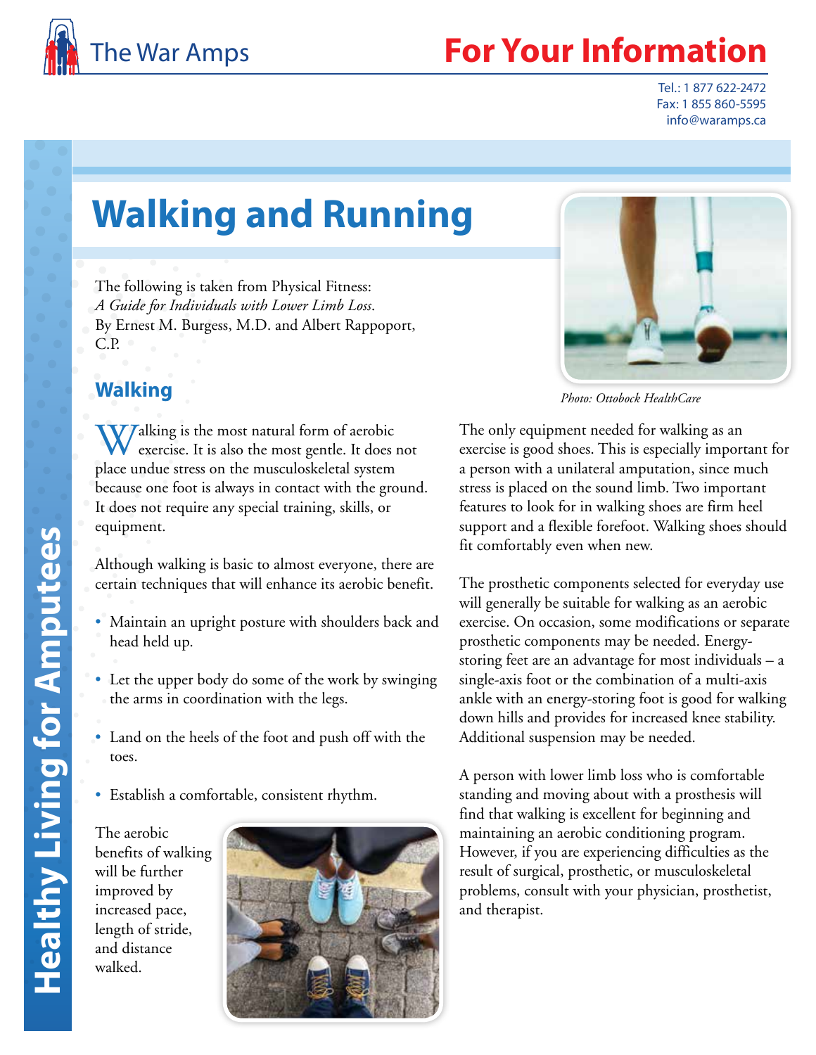# Walking and Running

The following is taken from Physical Fitness: *A Guide for Individuals with Lower Limb Loss*. By Ernest M. Burgess, M.D. and Albert Rappoport, C.P.

## Walking

Walking is the most natural form of aerobic exercise. It is also the most gentle. It does not place undue stress on the musculoskeletal system because one foot is always in contact with the ground. It does not require any special training, skills, or equipment.

Although walking is basic to almost everyone, there are certain techniques that will enhance its aerobic benefit.

- Maintain an upright posture with shoulders back and head held up.
- Let the upper body do some of the work by swinging the arms in coordination with the legs.
- Land on the heels of the foot and push off with the toes.
- Establish a comfortable, consistent rhythm.

The aerobic benefits of walking will be further improved by increased pace, length of stride, and distance walked.

Photo: Ottobock HealthCare

The only equipment needed for walking as an exercise is good shoes. This is especially important for a person with a unilateral amputation, since much stress is placed on the sound limb. Two important features to look for in walking shoes are firm heel support and a flexible forefoot. Walking shoes should fit comfortably even when new.

The prosthetic components selected for everyday use will generally be suitable for walking as an aerobic exercise. On occasion, some modifications or separate prosthetic components may be needed. Energy-storing feet are an advantage for most individuals – a single-axis foot or the combination of a multi-axis ankle with an energy-storing foot is good for walking down hills and provides for increased knee stability. Additional suspension may be needed.

A person with lower limb loss who is comfortable standing and moving about with a prosthesis will find that walking is excellent for beginning and maintaining an aerobic conditioning program. However, if you are experiencing difficulties as the result of surgical, prosthetic, or musculoskeletal problems, consult with your physician, prosthetist, and therapist.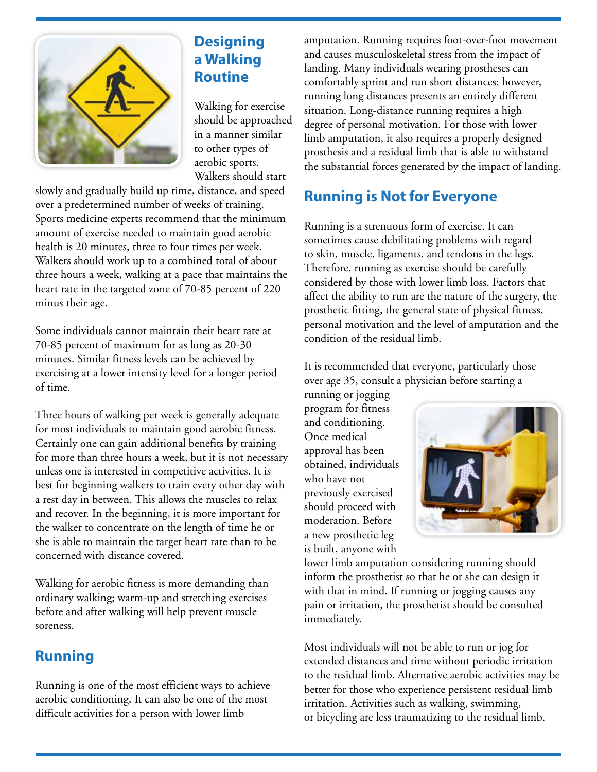## Designing a Walking Routine

Walking for exercise should be approached in a manner similar to other types of aerobic sports. Walkers should start slowly and gradually build up time, distance, and speed over a predetermined number of weeks of training. Sports medicine experts recommend that the minimum amount of exercise needed to maintain good aerobic health is 20 minutes, three to four times per week. Walkers should work up to a combined total of about three hours a week, walking at a pace that maintains the heart rate in the targeted zone of 70-85 percent of 220 minus their age.

Some individuals cannot maintain their heart rate at 70-85 percent of maximum for as long as 20-30 minutes. Similar fitness levels can be achieved by exercising at a lower intensity level for a longer period of time.

Three hours of walking per week is generally adequate for most individuals to maintain good aerobic fitness. Certainly one can gain additional benefits by training for more than three hours a week, but it is not necessary unless one is interested in competitive activities. It is best for beginning walkers to train every other day with a rest day in between. This allows the muscles to relax and recover. In the beginning, it is more important for the walker to concentrate on the length of time he or she is able to maintain the target heart rate than to be concerned with distance covered.

Walking for aerobic fitness is more demanding than ordinary walking; warm-up and stretching exercises before and after walking will help prevent muscle soreness.

## Running

Running is one of the most efficient ways to achieve aerobic conditioning. It can also be one of the most difficult activities for a person with lower limb amputation. Running requires foot-over-foot movement and causes musculoskeletal stress from the impact of landing. Many individuals wearing prostheses can comfortably sprint and run short distances; however, running long distances presents an entirely different situation. Long-distance running requires a high degree of personal motivation. For those with lower limb amputation, it also requires a properly designed prosthesis and a residual limb that is able to withstand the substantial forces generated by the impact of landing.

## Running is Not for Everyone

Running is a strenuous form of exercise. It can sometimes cause debilitating problems with regard to skin, muscle, ligaments, and tendons in the legs. Therefore, running as exercise should be carefully considered by those with lower limb loss. Factors that affect the ability to run are the nature of the surgery, the prosthetic fitting, the general state of physical fitness, personal motivation and the level of amputation and the condition of the residual limb.

It is recommended that everyone, particularly those over age 35, consult a physician before starting a running or jogging program for fitness and conditioning. Once medical approval has been obtained, individuals who have not previously exercised should proceed with moderation. Before a new prosthetic leg is built, anyone with lower limb amputation considering running should inform the prosthetist so that he or she can design it with that in mind. If running or jogging causes any pain or irritation, the prosthetist should be consulted immediately.

Most individuals will not be able to run or jog for extended distances and time without periodic irritation to the residual limb. Alternative aerobic activities may be better for those who experience persistent residual limb irritation. Activities such as walking, swimming, or bicycling are less traumatizing to the residual limb.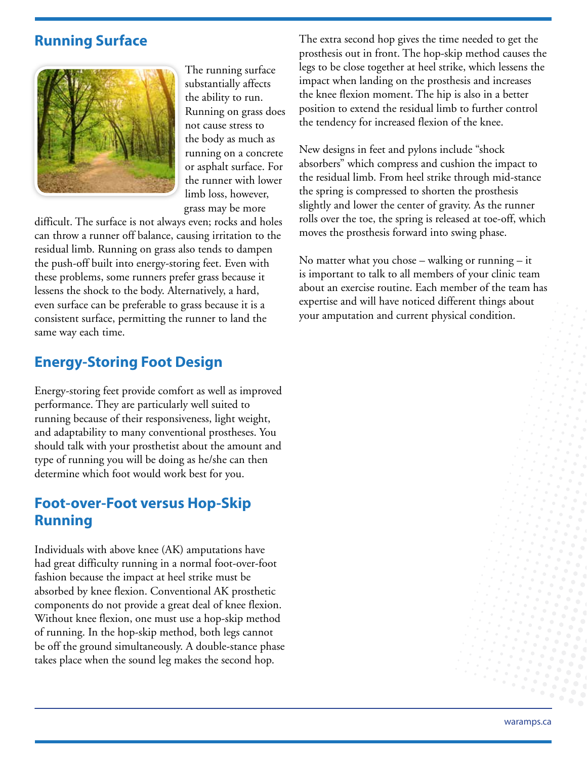## Running Surface

The running surface substantially affects the ability to run. Running on grass does not cause stress to the body as much as running on a concrete or asphalt surface. For the runner with lower limb loss, however, grass may be more difficult. The surface is not always even; rocks and holes can throw a runner off balance, causing irritation to the residual limb. Running on grass also tends to dampen the push-off built into energy-storing feet. Even with these problems, some runners prefer grass because it lessens the shock to the body. Alternatively, a hard, even surface can be preferable to grass because it is a consistent surface, permitting the runner to land the same way each time.

## Energy-Storing Foot Design

Energy-storing feet provide comfort as well as improved performance. They are particularly well suited to running because of their responsiveness, light weight, and adaptability to many conventional prostheses. You should talk with your prosthetist about the amount and type of running you will be doing as he/she can then determine which foot would work best for you.

## Foot-over-Foot versus Hop-Skip Running

Individuals with above knee (AK) amputations have had great difficulty running in a normal foot-over-foot fashion because the impact at heel strike must be absorbed by knee flexion. Conventional AK prosthetic components do not provide a great deal of knee flexion. Without knee flexion, one must use a hop-skip method of running. In the hop-skip method, both legs cannot be off the ground simultaneously. A double-stance phase takes place when the sound leg makes the second hop. The extra second hop gives the time needed to get the prosthesis out in front. The hop-skip method causes the legs to be close together at heel strike, which lessens the impact when landing on the prosthesis and increases the knee flexion moment. The hip is also in a better position to extend the residual limb to further control the tendency for increased flexion of the knee.

New designs in feet and pylons include "shock absorbers" which compress and cushion the impact to the residual limb. From heel strike through mid-stance the spring is compressed to shorten the prosthesis slightly and lower the center of gravity. As the runner rolls over the toe, the spring is released at toe-off, which moves the prosthesis forward into swing phase.

No matter what you chose – walking or running – it is important to talk to all members of your clinic team about an exercise routine. Each member of the team has expertise and will have noticed different things about your amputation and current physical condition.